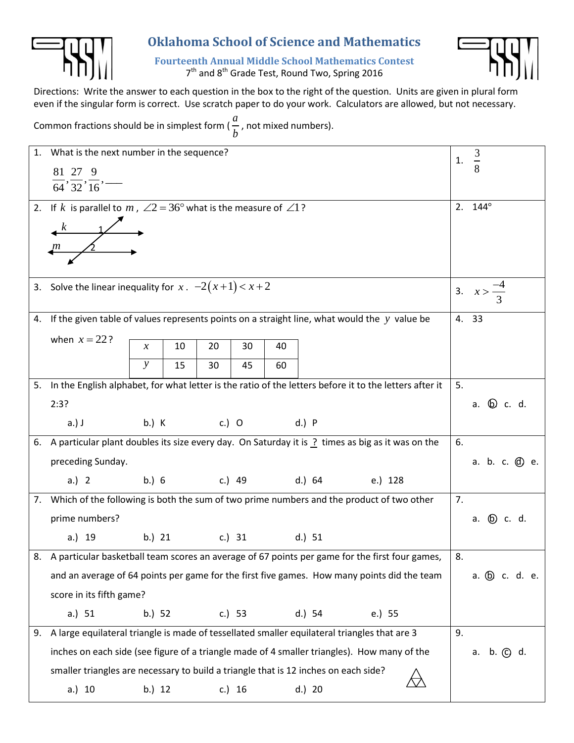# Oklahoma School of Science and Mathematics

## Fourteenth Annual Middle School Mathematics Contest

7th and 8th Grade Test, Round Two, Spring 2016

Directions: Write the answer to each question in the box to the right of the question. Units are given in plural form even if the singular form is correct. Use scratch paper to do your work. Calculators are allowed, but not necessary.

Common fractions should be in simplest form ($\frac{a}{b}$, not mixed numbers).

| Question | Answer |
|---|---|
| 1. What is the next number in the sequence? $\frac{81}{64}, \frac{27}{32}, \frac{9}{16}, \_\_\_$ | 1. $\frac{3}{8}$ |
| 2. If $k$ is parallel to $m$, $\angle 2 = 36°$ what is the measure of $\angle 1$? | 2. 144° |
| 3. Solve the linear inequality for $x$. $-2(x+1) < x+2$ | 3. $x > \frac{-4}{3}$ |
| 4. If the given table of values represents points on a straight line, what would the $y$ value be when $x = 22$? (Table: $x$: 10, 20, 30, 40; $y$: 15, 30, 45, 60) | 4. 33 |
| 5. In the English alphabet, for what letter is the ratio of the letters before it to the letters after it 2:3? a.) J b.) K c.) O d.) P | 5. a. (b) c. d. |
| 6. A particular plant doubles its size every day. On Saturday it is _?_ times as big as it was on the preceding Sunday. a.) 2 b.) 6 c.) 49 d.) 64 e.) 128 | 6. a. b. c. (d) e. |
| 7. Which of the following is both the sum of two prime numbers and the product of two other prime numbers? a.) 19 b.) 21 c.) 31 d.) 51 | 7. a. (b) c. d. |
| 8. A particular basketball team scores an average of 67 points per game for the first four games, and an average of 64 points per game for the first five games. How many points did the team score in its fifth game? a.) 51 b.) 52 c.) 53 d.) 54 e.) 55 | 8. a. (b) c. d. e. |
| 9. A large equilateral triangle is made of tessellated smaller equilateral triangles that are 3 inches on each side (see figure of a triangle made of 4 smaller triangles). How many of the smaller triangles are necessary to build a triangle that is 12 inches on each side? a.) 10 b.) 12 c.) 16 d.) 20 | 9. a. b. (c) d. |

Table for question 4:

| $x$ | 10 | 20 | 30 | 40 |
|---|---|---|---|---|
| $y$ | 15 | 30 | 45 | 60 |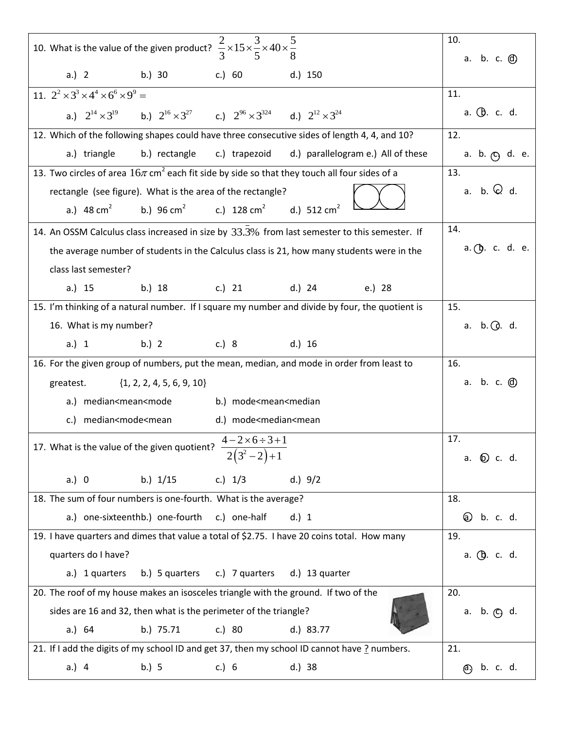| Question | Answer |
| --- | --- |
| 10. What is the value of the given product? $\frac{2}{3}\times 15\times\frac{3}{5}\times 40\times\frac{5}{8}$<br><br>a.) 2 b.) 30 c.) 60 d.) 150 | 10.<br>a. b. c. (d) |
| 11. $2^2\times 3^3\times 4^4\times 6^6\times 9^9 =$<br><br>a.) $2^{14}\times 3^{19}$ b.) $2^{16}\times 3^{27}$ c.) $2^{96}\times 3^{324}$ d.) $2^{12}\times 3^{24}$ | 11.<br>a. (b) c. d. |
| 12. Which of the following shapes could have three consecutive sides of length 4, 4, and 10?<br><br>a.) triangle b.) rectangle c.) trapezoid d.) parallelogram e.) All of these | 12.<br>a. b. (c) d. e. |
| 13. Two circles of area $16\pi$ cm$^2$ each fit side by side so that they touch all four sides of a rectangle (see figure). What is the area of the rectangle?<br><br>a.) 48 cm$^2$ b.) 96 cm$^2$ c.) 128 cm$^2$ d.) 512 cm$^2$ | 13.<br>a. b. (c) d. |
| 14. An OSSM Calculus class increased in size by $33.\overline{3}\%$ from last semester to this semester. If the average number of students in the Calculus class is 21, how many students were in the class last semester?<br><br>a.) 15 b.) 18 c.) 21 d.) 24 e.) 28 | 14.<br>a. (b) c. d. e. |
| 15. I'm thinking of a natural number. If I square my number and divide by four, the quotient is 16. What is my number?<br><br>a.) 1 b.) 2 c.) 8 d.) 16 | 15.<br>a. b. (c) d. |
| 16. For the given group of numbers, put the mean, median, and mode in order from least to greatest. {1, 2, 2, 4, 5, 6, 9, 10}<br><br>a.) median<mean<mode b.) mode<mean<median<br>c.) median<mode<mean d.) mode<median<mean | 16.<br>a. b. c. (d) |
| 17. What is the value of the given quotient? $\frac{4-2\times 6\div 3+1}{2\left(3^2-2\right)+1}$<br><br>a.) 0 b.) 1/15 c.) 1/3 d.) 9/2 | 17.<br>a. (b) c. d. |
| 18. The sum of four numbers is one-fourth. What is the average?<br><br>a.) one-sixteenth b.) one-fourth c.) one-half d.) 1 | 18.<br>(a) b. c. d. |
| 19. I have quarters and dimes that value a total of $2.75. I have 20 coins total. How many quarters do I have?<br><br>a.) 1 quarters b.) 5 quarters c.) 7 quarters d.) 13 quarter | 19.<br>a. (b) c. d. |
| 20. The roof of my house makes an isosceles triangle with the ground. If two of the sides are 16 and 32, then what is the perimeter of the triangle?<br><br>a.) 64 b.) 75.71 c.) 80 d.) 83.77 | 20.<br>a. b. (c) d. |
| 21. If I add the digits of my school ID and get 37, then my school ID cannot have ? numbers.<br><br>a.) 4 b.) 5 c.) 6 d.) 38 | 21.<br>(a) b. c. d. |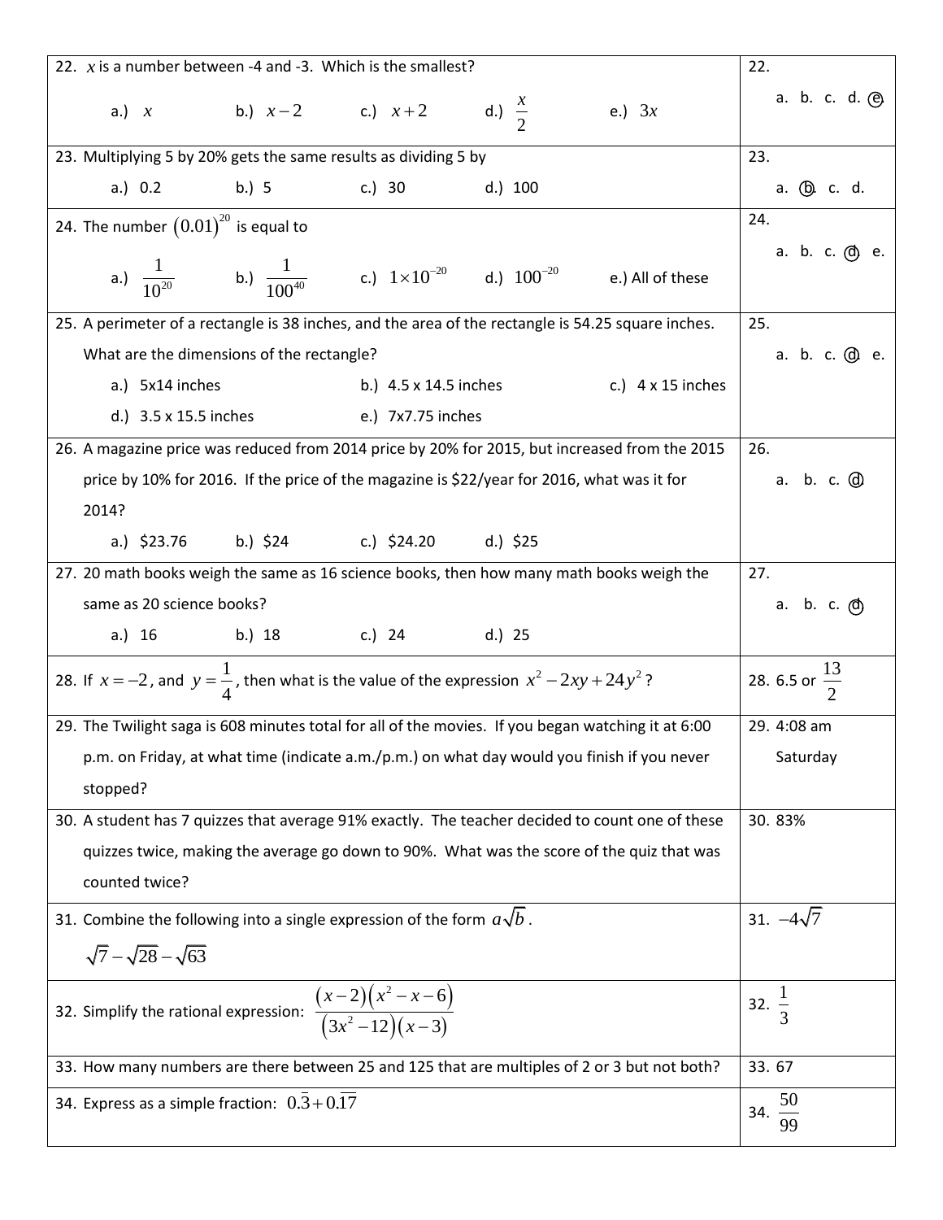| Question | Answer |
| --- | --- |
| 22. $x$ is a number between -4 and -3. Which is the smallest?<br>a.) $x$ b.) $x-2$ c.) $x+2$ d.) $\frac{x}{2}$ e.) $3x$ | 22.<br>a. b. c. d. (e.) |
| 23. Multiplying 5 by 20% gets the same results as dividing 5 by<br>a.) 0.2 b.) 5 c.) 30 d.) 100 | 23.<br>a. (b.) c. d. |
| 24. The number $(0.01)^{20}$ is equal to<br>a.) $\frac{1}{10^{20}}$ b.) $\frac{1}{100^{40}}$ c.) $1\times10^{-20}$ d.) $100^{-20}$ e.) All of these | 24.<br>a. b. c. (d.) e. |
| 25. A perimeter of a rectangle is 38 inches, and the area of the rectangle is 54.25 square inches. What are the dimensions of the rectangle?<br>a.) 5x14 inches b.) 4.5 x 14.5 inches c.) 4 x 15 inches<br>d.) 3.5 x 15.5 inches e.) 7x7.75 inches | 25.<br>a. b. c. (d.) e. |
| 26. A magazine price was reduced from 2014 price by 20% for 2015, but increased from the 2015 price by 10% for 2016. If the price of the magazine is $22/year for 2016, what was it for 2014?<br>a.) $23.76 b.) $24 c.) $24.20 d.) $25 | 26.<br>a. b. c. (d.) |
| 27. 20 math books weigh the same as 16 science books, then how many math books weigh the same as 20 science books?<br>a.) 16 b.) 18 c.) 24 d.) 25 | 27.<br>a. b. c. (d.) |
| 28. If $x=-2$, and $y=\frac{1}{4}$, then what is the value of the expression $x^2-2xy+24y^2$? | 28. 6.5 or $\frac{13}{2}$ |
| 29. The Twilight saga is 608 minutes total for all of the movies. If you began watching it at 6:00 p.m. on Friday, at what time (indicate a.m./p.m.) on what day would you finish if you never stopped? | 29. 4:08 am Saturday |
| 30. A student has 7 quizzes that average 91% exactly. The teacher decided to count one of these quizzes twice, making the average go down to 90%. What was the score of the quiz that was counted twice? | 30. 83% |
| 31. Combine the following into a single expression of the form $a\sqrt{b}$.<br>$\sqrt{7}-\sqrt{28}-\sqrt{63}$ | 31. $-4\sqrt{7}$ |
| 32. Simplify the rational expression: $\frac{(x-2)(x^2-x-6)}{(3x^2-12)(x-3)}$ | 32. $\frac{1}{3}$ |
| 33. How many numbers are there between 25 and 125 that are multiples of 2 or 3 but not both? | 33. 67 |
| 34. Express as a simple fraction: $0.\bar{3}+0.\overline{17}$ | 34. $\frac{50}{99}$ |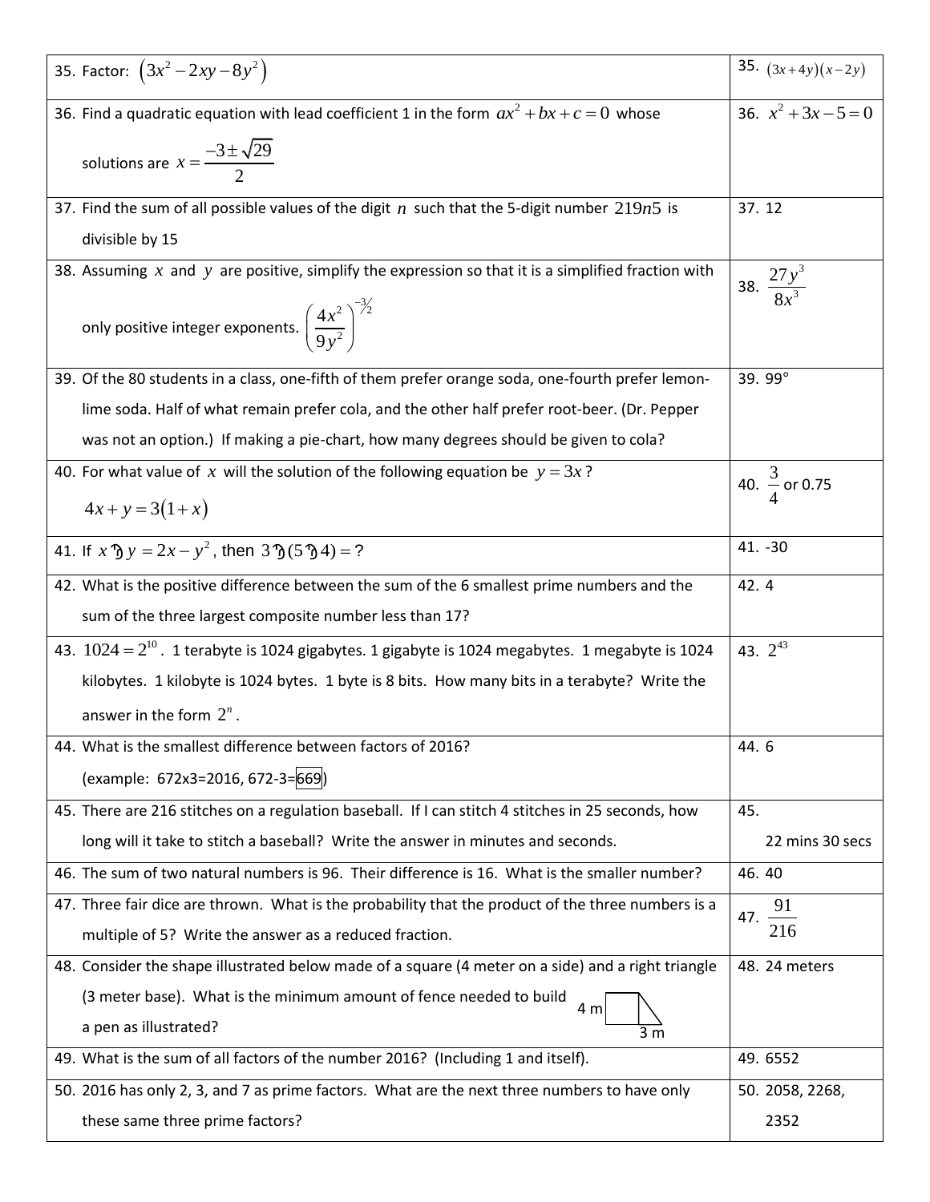| | |
|---|---|
| 35. Factor: $\left(3x^2-2xy-8y^2\right)$ | 35. $(3x+4y)(x-2y)$ |
| 36. Find a quadratic equation with lead coefficient 1 in the form $ax^2+bx+c=0$ whose solutions are $x=\dfrac{-3\pm\sqrt{29}}{2}$ | 36. $x^2+3x-5=0$ |
| 37. Find the sum of all possible values of the digit $n$ such that the 5-digit number $219n5$ is divisible by 15 | 37. 12 |
| 38. Assuming $x$ and $y$ are positive, simplify the expression so that it is a simplified fraction with only positive integer exponents. $\left(\dfrac{4x^2}{9y^2}\right)^{-3/2}$ | 38. $\dfrac{27y^3}{8x^3}$ |
| 39. Of the 80 students in a class, one-fifth of them prefer orange soda, one-fourth prefer lemon-lime soda. Half of what remain prefer cola, and the other half prefer root-beer. (Dr. Pepper was not an option.) If making a pie-chart, how many degrees should be given to cola? | 39. 99° |
| 40. For what value of $x$ will the solution of the following equation be $y=3x$? $4x+y=3(1+x)$ | 40. $\dfrac{3}{4}$ or 0.75 |
| 41. If $x \,ᘐ\, y=2x-y^2$, then $3 \,ᘐ\, (5 \,ᘐ\, 4)=?$ | 41. -30 |
| 42. What is the positive difference between the sum of the 6 smallest prime numbers and the sum of the three largest composite number less than 17? | 42. 4 |
| 43. $1024=2^{10}$. 1 terabyte is 1024 gigabytes. 1 gigabyte is 1024 megabytes. 1 megabyte is 1024 kilobytes. 1 kilobyte is 1024 bytes. 1 byte is 8 bits. How many bits in a terabyte? Write the answer in the form $2^n$. | 43. $2^{43}$ |
| 44. What is the smallest difference between factors of 2016? (example: 672x3=2016, 672-3=669) | 44. 6 |
| 45. There are 216 stitches on a regulation baseball. If I can stitch 4 stitches in 25 seconds, how long will it take to stitch a baseball? Write the answer in minutes and seconds. | 45. 22 mins 30 secs |
| 46. The sum of two natural numbers is 96. Their difference is 16. What is the smaller number? | 46. 40 |
| 47. Three fair dice are thrown. What is the probability that the product of the three numbers is a multiple of 5? Write the answer as a reduced fraction. | 47. $\dfrac{91}{216}$ |
| 48. Consider the shape illustrated below made of a square (4 meter on a side) and a right triangle (3 meter base). What is the minimum amount of fence needed to build a pen as illustrated? 4 m 3 m | 48. 24 meters |
| 49. What is the sum of all factors of the number 2016? (Including 1 and itself). | 49. 6552 |
| 50. 2016 has only 2, 3, and 7 as prime factors. What are the next three numbers to have only these same three prime factors? | 50. 2058, 2268, 2352 |